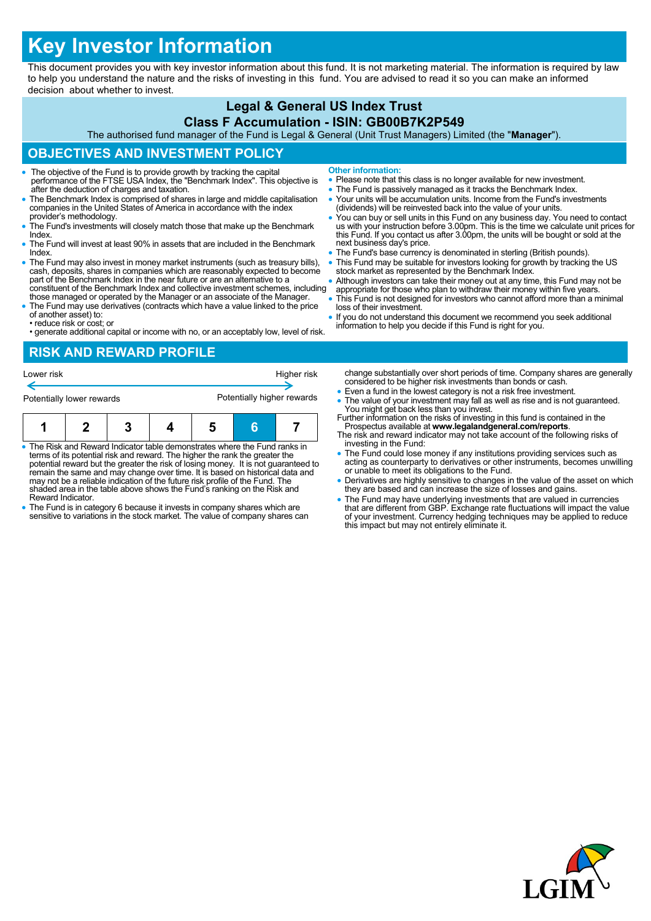# Key Investor Information

This document provides you with key investor information about this fund. It is not marketing material. The information is required by law to help you understand the nature and the risks of investing in this fund. You are advised to read it so you can make an informed decision about whether to invest.

## Legal & General US Index Trust
## Class F Accumulation - ISIN: GB00B7K2P549

The authorised fund manager of the Fund is Legal & General (Unit Trust Managers) Limited (the "**Manager**").

## OBJECTIVES AND INVESTMENT POLICY

- The objective of the Fund is to provide growth by tracking the capital performance of the FTSE USA Index, the "Benchmark Index". This objective is after the deduction of charges and taxation.
- The Benchmark Index is comprised of shares in large and middle capitalisation companies in the United States of America in accordance with the index provider's methodology.
- The Fund's investments will closely match those that make up the Benchmark Index.
- The Fund will invest at least 90% in assets that are included in the Benchmark Index.
- The Fund may also invest in money market instruments (such as treasury bills), cash, deposits, shares in companies which are reasonably expected to become part of the Benchmark Index in the near future or are an alternative to a constituent of the Benchmark Index and collective investment schemes, including those managed or operated by the Manager or an associate of the Manager.
- The Fund may use derivatives (contracts which have a value linked to the price of another asset) to:
  - • reduce risk or cost; or
  - • generate additional capital or income with no, or an acceptably low, level of risk.

**Other information:**

- Please note that this class is no longer available for new investment.
- The Fund is passively managed as it tracks the Benchmark Index.
- Your units will be accumulation units. Income from the Fund's investments (dividends) will be reinvested back into the value of your units.
- You can buy or sell units in this Fund on any business day. You need to contact us with your instruction before 3.00pm. This is the time we calculate unit prices for this Fund. If you contact us after 3.00pm, the units will be bought or sold at the next business day's price.
- The Fund's base currency is denominated in sterling (British pounds).
- This Fund may be suitable for investors looking for growth by tracking the US stock market as represented by the Benchmark Index.
- Although investors can take their money out at any time, this Fund may not be appropriate for those who plan to withdraw their money within five years.
- This Fund is not designed for investors who cannot afford more than a minimal loss of their investment.
- If you do not understand this document we recommend you seek additional information to help you decide if this Fund is right for you.

## RISK AND REWARD PROFILE

Lower risk — Higher risk

Potentially lower rewards — Potentially higher rewards

| 1 | 2 | 3 | 4 | 5 | **6** | 7 |
|---|---|---|---|---|---|---|

- The Risk and Reward Indicator table demonstrates where the Fund ranks in terms of its potential risk and reward. The higher the rank the greater the potential reward but the greater the risk of losing money. It is not guaranteed to remain the same and may change over time. It is based on historical data and may not be a reliable indication of the future risk profile of the Fund. The shaded area in the table above shows the Fund's ranking on the Risk and Reward Indicator.
- The Fund is in category 6 because it invests in company shares which are sensitive to variations in the stock market. The value of company shares can change substantially over short periods of time. Company shares are generally considered to be higher risk investments than bonds or cash.
- Even a fund in the lowest category is not a risk free investment.
- The value of your investment may fall as well as rise and is not guaranteed. You might get back less than you invest.

Further information on the risks of investing in this fund is contained in the Prospectus available at **www.legalandgeneral.com/reports**.

The risk and reward indicator may not take account of the following risks of investing in the Fund:

- The Fund could lose money if any institutions providing services such as acting as counterparty to derivatives or other instruments, becomes unwilling or unable to meet its obligations to the Fund.
- Derivatives are highly sensitive to changes in the value of the asset on which they are based and can increase the size of losses and gains.
- The Fund may have underlying investments that are valued in currencies that are different from GBP. Exchange rate fluctuations will impact the value of your investment. Currency hedging techniques may be applied to reduce this impact but may not entirely eliminate it.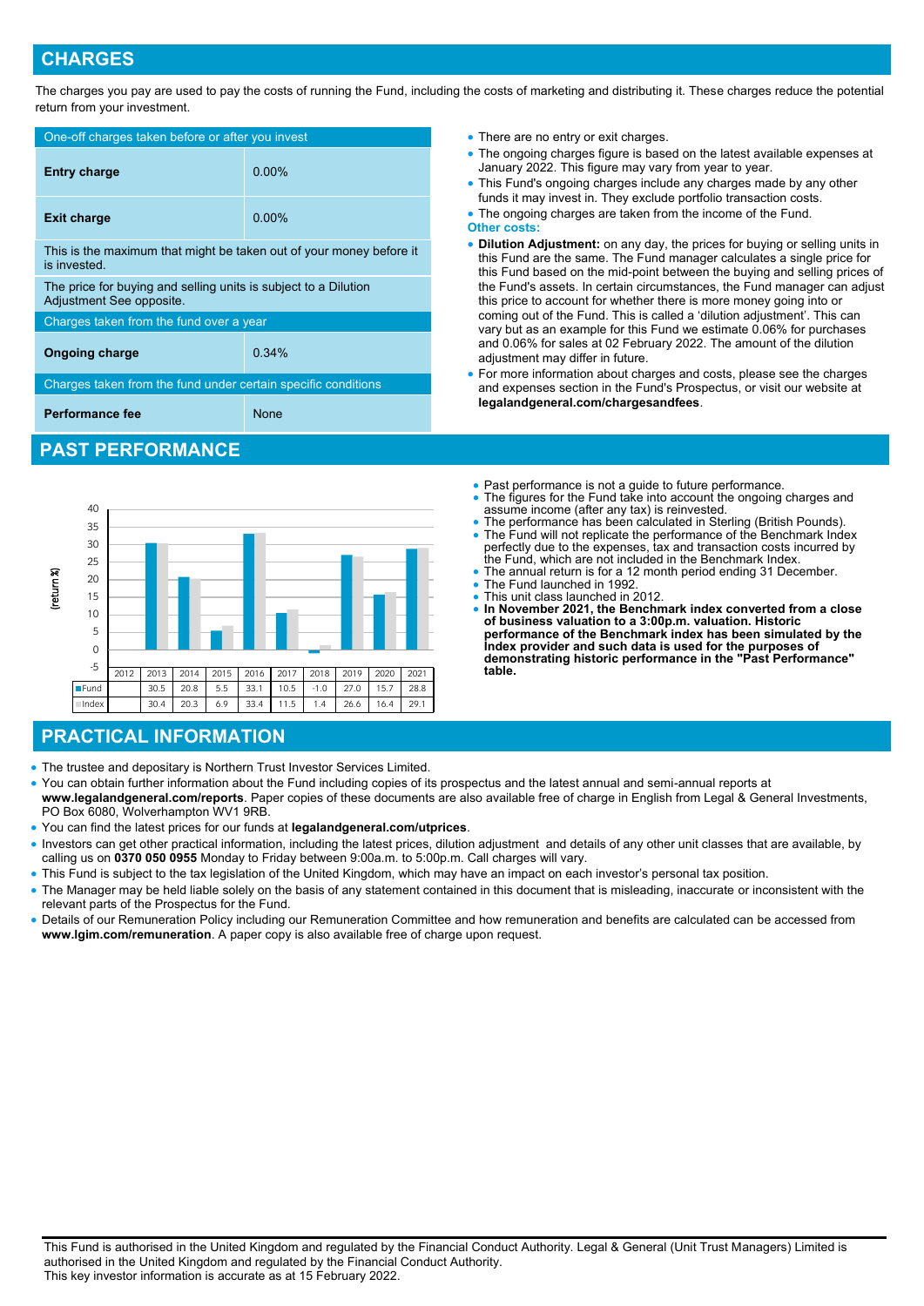## CHARGES

The charges you pay are used to pay the costs of running the Fund, including the costs of marketing and distributing it. These charges reduce the potential return from your investment.

| One-off charges taken before or after you invest | |
|---|---|
| **Entry charge** | 0.00% |
| **Exit charge** | 0.00% |
| This is the maximum that might be taken out of your money before it is invested. | |
| The price for buying and selling units is subject to a Dilution Adjustment See opposite. | |
| **Charges taken from the fund over a year** | |
| **Ongoing charge** | 0.34% |
| **Charges taken from the fund under certain specific conditions** | |
| **Performance fee** | None |

- There are no entry or exit charges.
- The ongoing charges figure is based on the latest available expenses at January 2022. This figure may vary from year to year.
- This Fund's ongoing charges include any charges made by any other funds it may invest in. They exclude portfolio transaction costs.
- The ongoing charges are taken from the income of the Fund.

**Other costs:**

- **Dilution Adjustment:** on any day, the prices for buying or selling units in this Fund are the same. The Fund manager calculates a single price for this Fund based on the mid-point between the buying and selling prices of the Fund's assets. In certain circumstances, the Fund manager can adjust this price to account for whether there is more money going into or coming out of the Fund. This is called a 'dilution adjustment'. This can vary but as an example for this Fund we estimate 0.06% for purchases and 0.06% for sales at 02 February 2022. The amount of the dilution adjustment may differ in future.
- For more information about charges and costs, please see the charges and expenses section in the Fund's Prospectus, or visit our website at **legalandgeneral.com/chargesandfees**.

## PAST PERFORMANCE

(return %)

40, 35, 30, 25, 20, 15, 10, 5, 0, -5

2012 2013 2014 2015 2016 2017 2018 2019 2020 2021

Fund: 30.5 20.8 5.5 33.1 10.5 -1.0 27.0 15.7 28.8

Index: 30.4 20.3 6.9 33.4 11.5 1.4 26.6 16.4 29.1

- Past performance is not a guide to future performance.
- The figures for the Fund take into account the ongoing charges and assume income (after any tax) is reinvested.
- The performance has been calculated in Sterling (British Pounds).
- The Fund will not replicate the performance of the Benchmark Index perfectly due to the expenses, tax and transaction costs incurred by the Fund, which are not included in the Benchmark Index.
- The annual return is for a 12 month period ending 31 December.
- The Fund launched in 1992.
- This unit class launched in 2012.
- **In November 2021, the Benchmark index converted from a close of business valuation to a 3:00p.m. valuation. Historic performance of the Benchmark index has been simulated by the Index provider and such data is used for the purposes of demonstrating historic performance in the "Past Performance" table.**

## PRACTICAL INFORMATION

- The trustee and depositary is Northern Trust Investor Services Limited.
- You can obtain further information about the Fund including copies of its prospectus and the latest annual and semi-annual reports at **www.legalandgeneral.com/reports**. Paper copies of these documents are also available free of charge in English from Legal & General Investments, PO Box 6080, Wolverhampton WV1 9RB.
- You can find the latest prices for our funds at **legalandgeneral.com/utprices**.
- Investors can get other practical information, including the latest prices, dilution adjustment and details of any other unit classes that are available, by calling us on **0370 050 0955** Monday to Friday between 9:00a.m. to 5:00p.m. Call charges will vary.
- This Fund is subject to the tax legislation of the United Kingdom, which may have an impact on each investor's personal tax position.
- The Manager may be held liable solely on the basis of any statement contained in this document that is misleading, inaccurate or inconsistent with the relevant parts of the Prospectus for the Fund.
- Details of our Remuneration Policy including our Remuneration Committee and how remuneration and benefits are calculated can be accessed from **www.lgim.com/remuneration**. A paper copy is also available free of charge upon request.

This Fund is authorised in the United Kingdom and regulated by the Financial Conduct Authority. Legal & General (Unit Trust Managers) Limited is authorised in the United Kingdom and regulated by the Financial Conduct Authority.
This key investor information is accurate as at 15 February 2022.